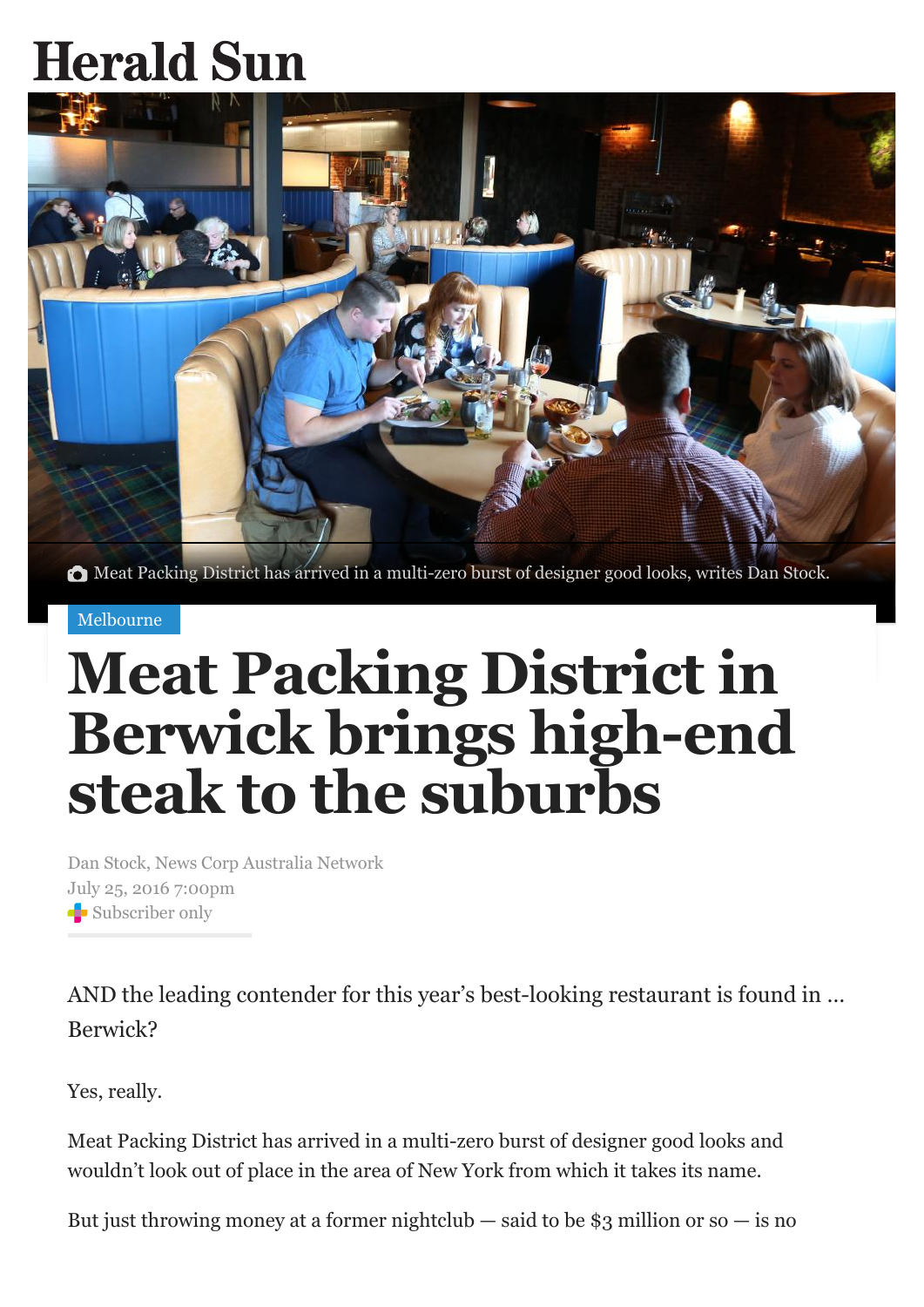# Herald Sun

Meat Packing District has arrived in a multi-zero burst of designer good looks, writes Dan Stock.

Melbourne

# Meat Packing District in Berwick brings high-end steak to the suburbs

Dan Stock, News Corp Australia Network
July 25, 2016 7:00pm
Subscriber only

AND the leading contender for this year's best-looking restaurant is found in ... Berwick?

Yes, really.

Meat Packing District has arrived in a multi-zero burst of designer good looks and wouldn't look out of place in the area of New York from which it takes its name.

But just throwing money at a former nightclub — said to be $3 million or so — is no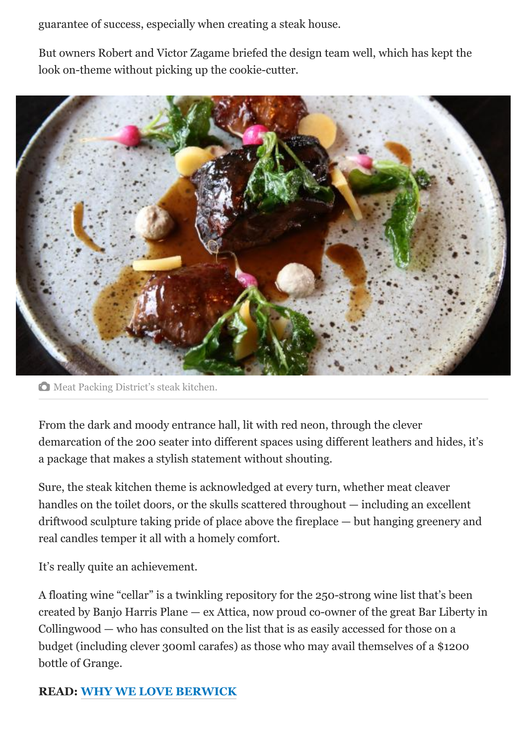guarantee of success, especially when creating a steak house.

But owners Robert and Victor Zagame briefed the design team well, which has kept the look on-theme without picking up the cookie-cutter.

Meat Packing District's steak kitchen.

From the dark and moody entrance hall, lit with red neon, through the clever demarcation of the 200 seater into different spaces using different leathers and hides, it's a package that makes a stylish statement without shouting.

Sure, the steak kitchen theme is acknowledged at every turn, whether meat cleaver handles on the toilet doors, or the skulls scattered throughout — including an excellent driftwood sculpture taking pride of place above the fireplace — but hanging greenery and real candles temper it all with a homely comfort.

It's really quite an achievement.

A floating wine "cellar" is a twinkling repository for the 250-strong wine list that's been created by Banjo Harris Plane — ex Attica, now proud co-owner of the great Bar Liberty in Collingwood — who has consulted on the list that is as easily accessed for those on a budget (including clever 300ml carafes) as those who may avail themselves of a $1200 bottle of Grange.

**READ: WHY WE LOVE BERWICK**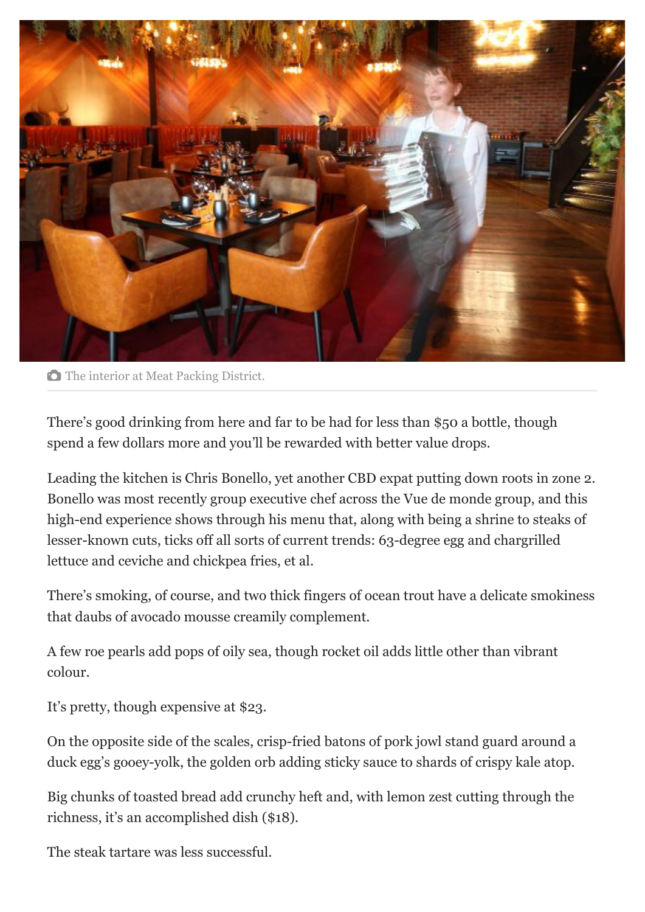The interior at Meat Packing District.

There's good drinking from here and far to be had for less than $50 a bottle, though spend a few dollars more and you'll be rewarded with better value drops.

Leading the kitchen is Chris Bonello, yet another CBD expat putting down roots in zone 2. Bonello was most recently group executive chef across the Vue de monde group, and this high-end experience shows through his menu that, along with being a shrine to steaks of lesser-known cuts, ticks off all sorts of current trends: 63-degree egg and chargrilled lettuce and ceviche and chickpea fries, et al.

There's smoking, of course, and two thick fingers of ocean trout have a delicate smokiness that daubs of avocado mousse creamily complement.

A few roe pearls add pops of oily sea, though rocket oil adds little other than vibrant colour.

It's pretty, though expensive at $23.

On the opposite side of the scales, crisp-fried batons of pork jowl stand guard around a duck egg's gooey-yolk, the golden orb adding sticky sauce to shards of crispy kale atop.

Big chunks of toasted bread add crunchy heft and, with lemon zest cutting through the richness, it's an accomplished dish ($18).

The steak tartare was less successful.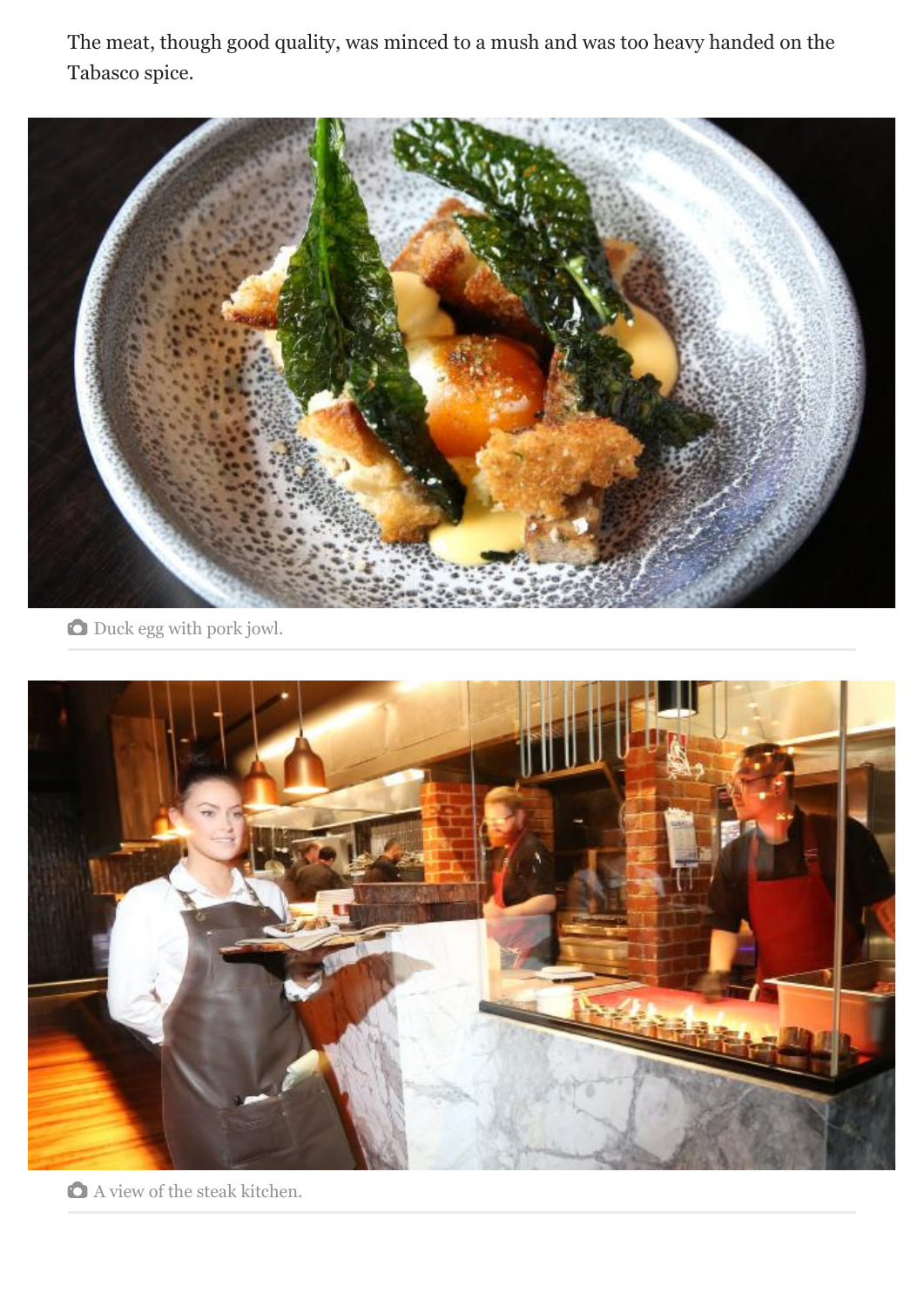The meat, though good quality, was minced to a mush and was too heavy handed on the Tabasco spice.

Duck egg with pork jowl.

A view of the steak kitchen.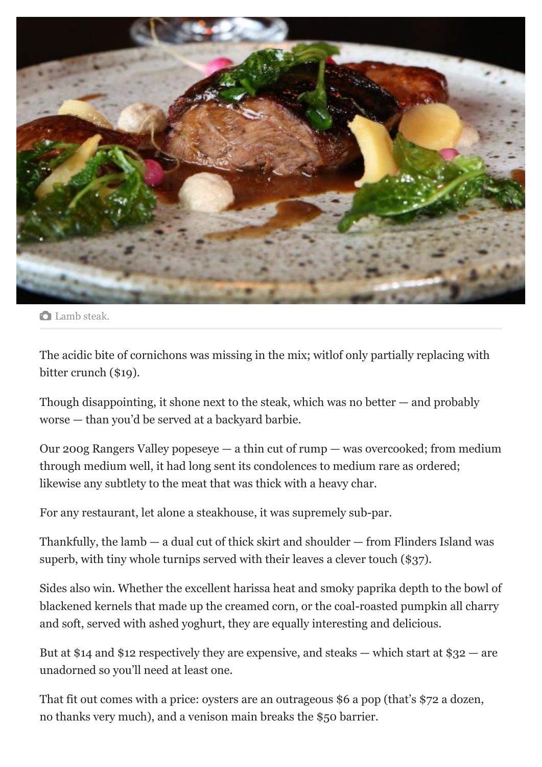Lamb steak.

The acidic bite of cornichons was missing in the mix; witlof only partially replacing with bitter crunch ($19).

Though disappointing, it shone next to the steak, which was no better — and probably worse — than you'd be served at a backyard barbie.

Our 200g Rangers Valley popeseye — a thin cut of rump — was overcooked; from medium through medium well, it had long sent its condolences to medium rare as ordered; likewise any subtlety to the meat that was thick with a heavy char.

For any restaurant, let alone a steakhouse, it was supremely sub-par.

Thankfully, the lamb — a dual cut of thick skirt and shoulder — from Flinders Island was superb, with tiny whole turnips served with their leaves a clever touch ($37).

Sides also win. Whether the excellent harissa heat and smoky paprika depth to the bowl of blackened kernels that made up the creamed corn, or the coal-roasted pumpkin all charry and soft, served with ashed yoghurt, they are equally interesting and delicious.

But at $14 and $12 respectively they are expensive, and steaks — which start at $32 — are unadorned so you'll need at least one.

That fit out comes with a price: oysters are an outrageous $6 a pop (that's $72 a dozen, no thanks very much), and a venison main breaks the $50 barrier.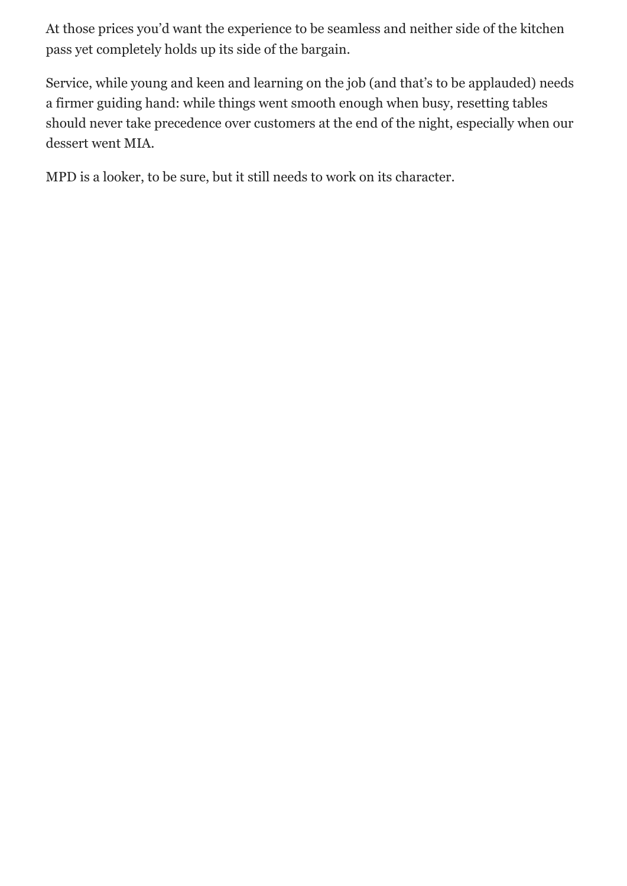At those prices you'd want the experience to be seamless and neither side of the kitchen pass yet completely holds up its side of the bargain.

Service, while young and keen and learning on the job (and that's to be applauded) needs a firmer guiding hand: while things went smooth enough when busy, resetting tables should never take precedence over customers at the end of the night, especially when our dessert went MIA.

MPD is a looker, to be sure, but it still needs to work on its character.